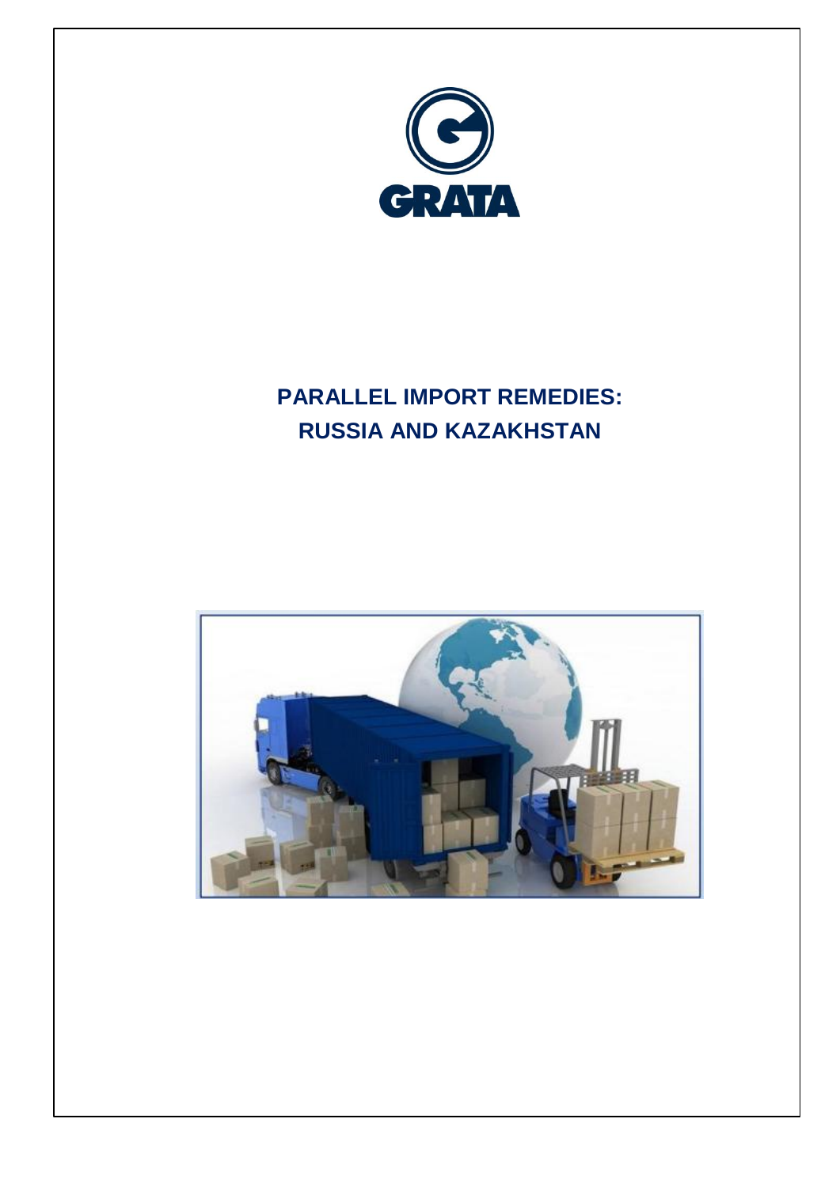GRATA

# PARALLEL IMPORT REMEDIES: RUSSIA AND KAZAKHSTAN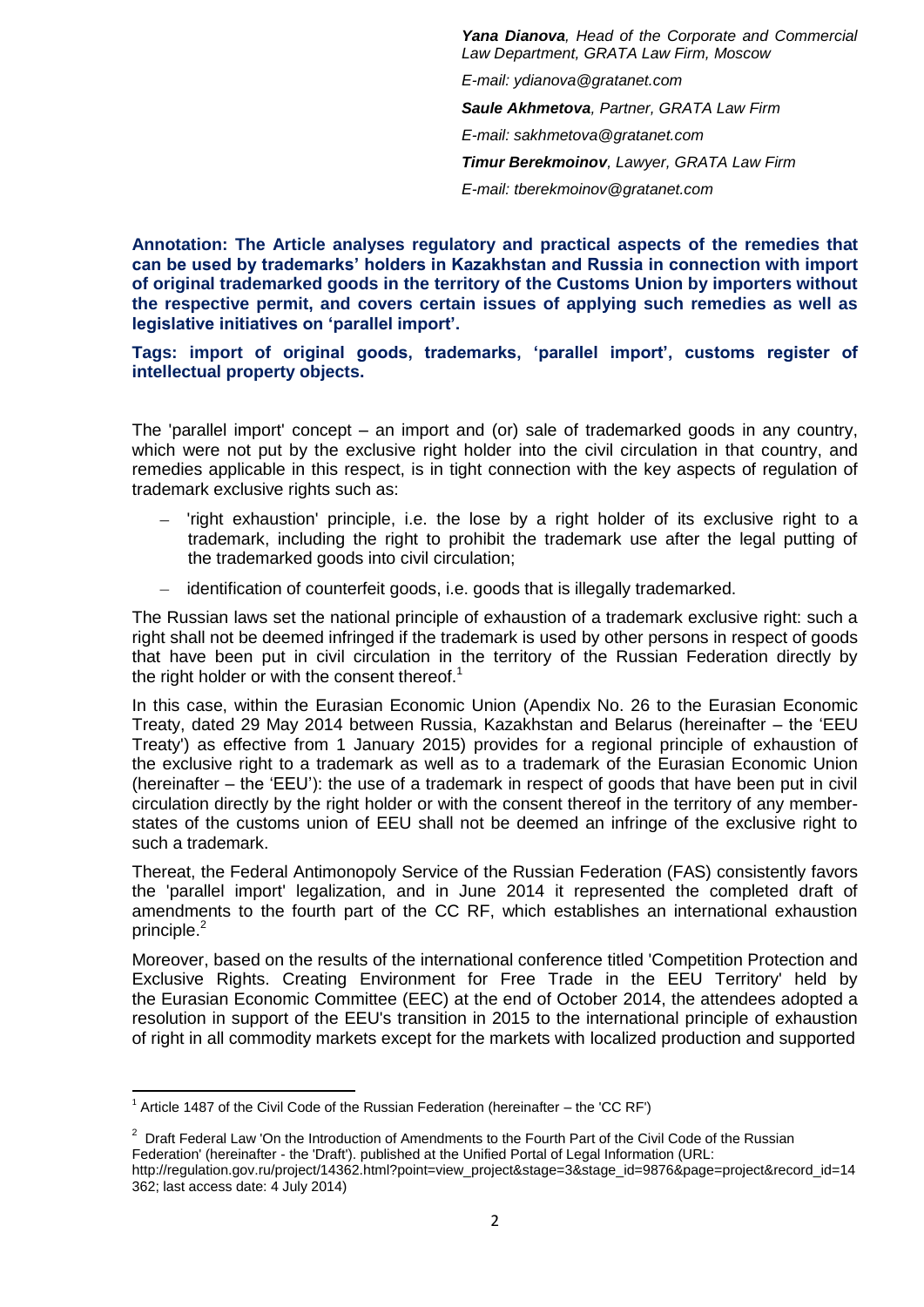*__Yana Dianova__, Head of the Corporate and Commercial Law Department, GRATA Law Firm, Moscow*

*E-mail: ydianova@gratanet.com*

*__Saule Akhmetova__, Partner, GRATA Law Firm*

*E-mail: sakhmetova@gratanet.com*

*__Timur Berekmoinov__, Lawyer, GRATA Law Firm*

*E-mail: tberekmoinov@gratanet.com*

**Annotation: The Article analyses regulatory and practical aspects of the remedies that can be used by trademarks' holders in Kazakhstan and Russia in connection with import of original trademarked goods in the territory of the Customs Union by importers without the respective permit, and covers certain issues of applying such remedies as well as legislative initiatives on 'parallel import'.**

**Tags: import of original goods, trademarks, 'parallel import', customs register of intellectual property objects.**

The 'parallel import' concept – an import and (or) sale of trademarked goods in any country, which were not put by the exclusive right holder into the civil circulation in that country, and remedies applicable in this respect, is in tight connection with the key aspects of regulation of trademark exclusive rights such as:

- 'right exhaustion' principle, i.e. the lose by a right holder of its exclusive right to a trademark, including the right to prohibit the trademark use after the legal putting of the trademarked goods into civil circulation;
- identification of counterfeit goods, i.e. goods that is illegally trademarked.

The Russian laws set the national principle of exhaustion of a trademark exclusive right: such a right shall not be deemed infringed if the trademark is used by other persons in respect of goods that have been put in civil circulation in the territory of the Russian Federation directly by the right holder or with the consent thereof.[1]

In this case, within the Eurasian Economic Union (Apendix No. 26 to the Eurasian Economic Treaty, dated 29 May 2014 between Russia, Kazakhstan and Belarus (hereinafter – the 'EEU Treaty') as effective from 1 January 2015) provides for a regional principle of exhaustion of the exclusive right to a trademark as well as to a trademark of the Eurasian Economic Union (hereinafter – the 'EEU'): the use of a trademark in respect of goods that have been put in civil circulation directly by the right holder or with the consent thereof in the territory of any member-states of the customs union of EEU shall not be deemed an infringe of the exclusive right to such a trademark.

Thereat, the Federal Antimonopoly Service of the Russian Federation (FAS) consistently favors the 'parallel import' legalization, and in June 2014 it represented the completed draft of amendments to the fourth part of the CC RF, which establishes an international exhaustion principle.[2]

Moreover, based on the results of the international conference titled 'Competition Protection and Exclusive Rights. Creating Environment for Free Trade in the EEU Territory' held by the Eurasian Economic Committee (EEC) at the end of October 2014, the attendees adopted a resolution in support of the EEU's transition in 2015 to the international principle of exhaustion of right in all commodity markets except for the markets with localized production and supported

---

[1] Article 1487 of the Civil Code of the Russian Federation (hereinafter – the 'CC RF')

[2] Draft Federal Law 'On the Introduction of Amendments to the Fourth Part of the Civil Code of the Russian Federation' (hereinafter - the 'Draft'). published at the Unified Portal of Legal Information (URL: http://regulation.gov.ru/project/14362.html?point=view_project&stage=3&stage_id=9876&page=project&record_id=14362; last access date: 4 July 2014)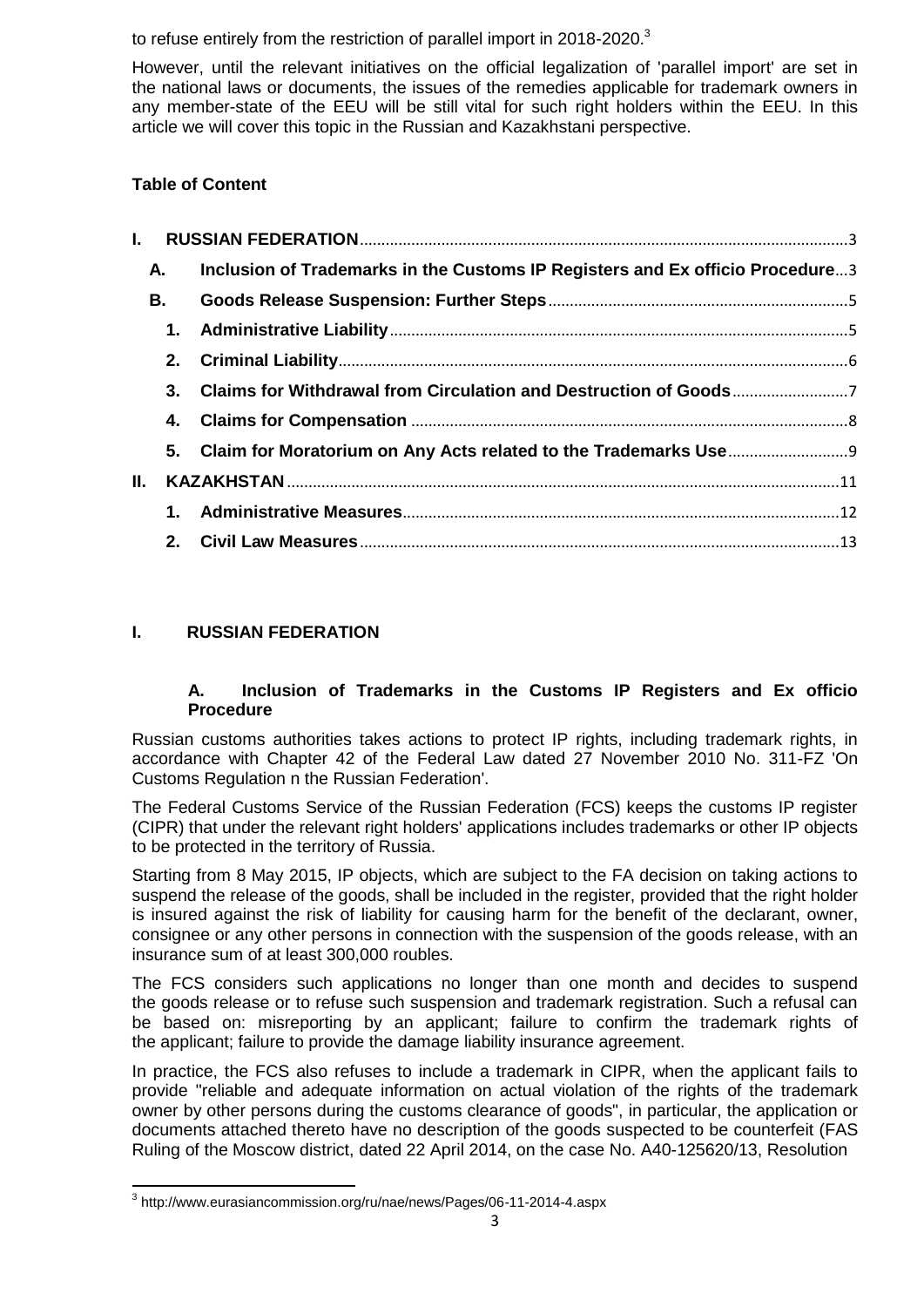to refuse entirely from the restriction of parallel import in 2018-2020.[3]

However, until the relevant initiatives on the official legalization of 'parallel import' are set in the national laws or documents, the issues of the remedies applicable for trademark owners in any member-state of the EEU will be still vital for such right holders within the EEU. In this article we will cover this topic in the Russian and Kazakhstani perspective.

**Table of Content**

- **I. RUSSIAN FEDERATION** ... 3
  - **A. Inclusion of Trademarks in the Customs IP Registers and Ex officio Procedure** ... 3
  - **B. Goods Release Suspension: Further Steps** ... 5
    - **1. Administrative Liability** ... 5
    - **2. Criminal Liability** ... 6
    - **3. Claims for Withdrawal from Circulation and Destruction of Goods** ... 7
    - **4. Claims for Compensation** ... 8
    - **5. Claim for Moratorium on Any Acts related to the Trademarks Use** ... 9
- **II. KAZAKHSTAN** ... 11
  - **1. Administrative Measures** ... 12
  - **2. Civil Law Measures** ... 13

# I. RUSSIAN FEDERATION

## A. Inclusion of Trademarks in the Customs IP Registers and Ex officio Procedure

Russian customs authorities takes actions to protect IP rights, including trademark rights, in accordance with Chapter 42 of the Federal Law dated 27 November 2010 No. 311-FZ 'On Customs Regulation n the Russian Federation'.

The Federal Customs Service of the Russian Federation (FCS) keeps the customs IP register (CIPR) that under the relevant right holders' applications includes trademarks or other IP objects to be protected in the territory of Russia.

Starting from 8 May 2015, IP objects, which are subject to the FA decision on taking actions to suspend the release of the goods, shall be included in the register, provided that the right holder is insured against the risk of liability for causing harm for the benefit of the declarant, owner, consignee or any other persons in connection with the suspension of the goods release, with an insurance sum of at least 300,000 roubles.

The FCS considers such applications no longer than one month and decides to suspend the goods release or to refuse such suspension and trademark registration. Such a refusal can be based on: misreporting by an applicant; failure to confirm the trademark rights of the applicant; failure to provide the damage liability insurance agreement.

In practice, the FCS also refuses to include a trademark in CIPR, when the applicant fails to provide "reliable and adequate information on actual violation of the rights of the trademark owner by other persons during the customs clearance of goods", in particular, the application or documents attached thereto have no description of the goods suspected to be counterfeit (FAS Ruling of the Moscow district, dated 22 April 2014, on the case No. A40-125620/13, Resolution

[3] http://www.eurasiancommission.org/ru/nae/news/Pages/06-11-2014-4.aspx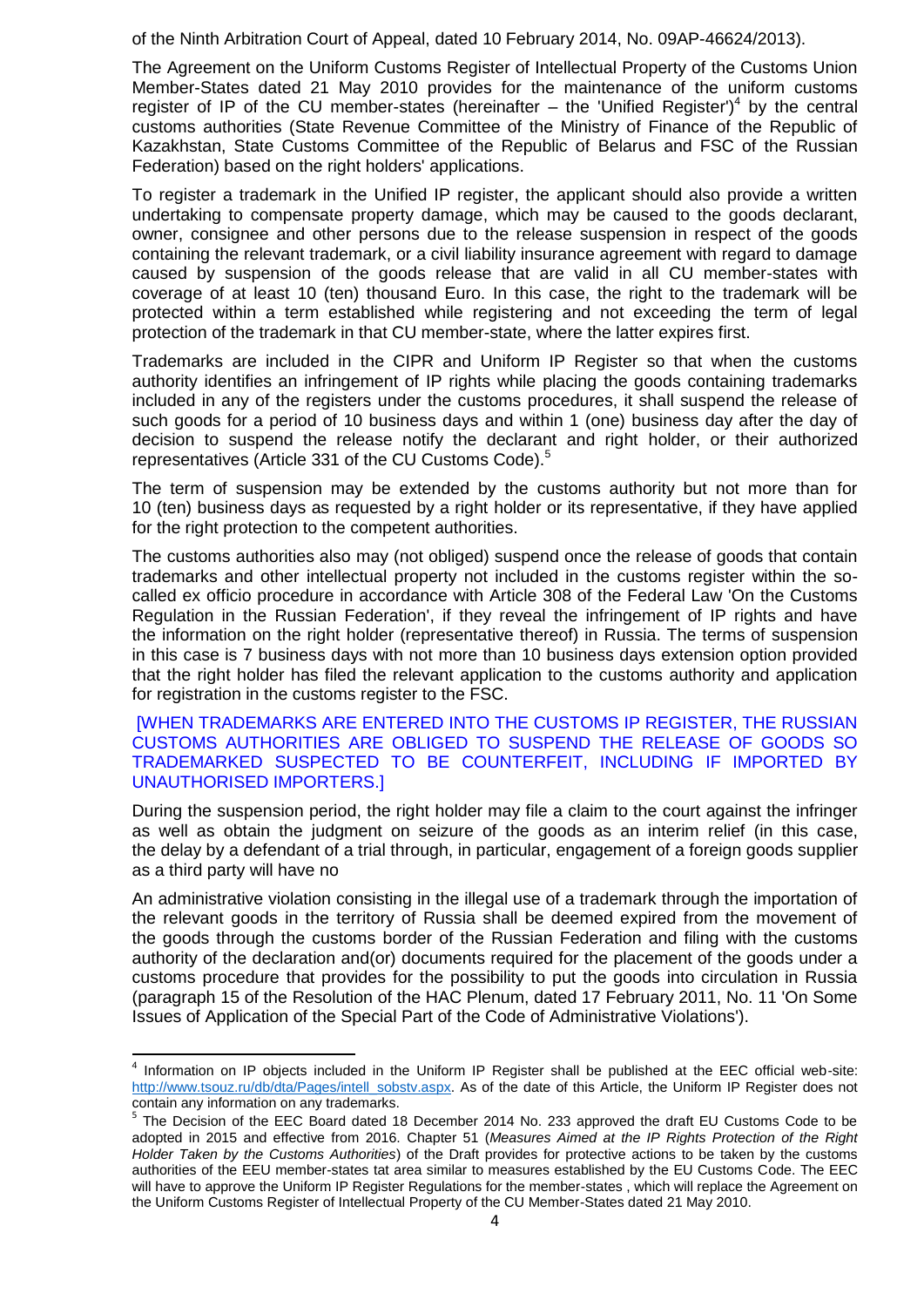of the Ninth Arbitration Court of Appeal, dated 10 February 2014, No. 09AP-46624/2013).

The Agreement on the Uniform Customs Register of Intellectual Property of the Customs Union Member-States dated 21 May 2010 provides for the maintenance of the uniform customs register of IP of the CU member-states (hereinafter – the 'Unified Register')[4] by the central customs authorities (State Revenue Committee of the Ministry of Finance of the Republic of Kazakhstan, State Customs Committee of the Republic of Belarus and FSC of the Russian Federation) based on the right holders' applications.

To register a trademark in the Unified IP register, the applicant should also provide a written undertaking to compensate property damage, which may be caused to the goods declarant, owner, consignee and other persons due to the release suspension in respect of the goods containing the relevant trademark, or a civil liability insurance agreement with regard to damage caused by suspension of the goods release that are valid in all CU member-states with coverage of at least 10 (ten) thousand Euro. In this case, the right to the trademark will be protected within a term established while registering and not exceeding the term of legal protection of the trademark in that CU member-state, where the latter expires first.

Trademarks are included in the CIPR and Uniform IP Register so that when the customs authority identifies an infringement of IP rights while placing the goods containing trademarks included in any of the registers under the customs procedures, it shall suspend the release of such goods for a period of 10 business days and within 1 (one) business day after the day of decision to suspend the release notify the declarant and right holder, or their authorized representatives (Article 331 of the CU Customs Code).[5]

The term of suspension may be extended by the customs authority but not more than for 10 (ten) business days as requested by a right holder or its representative, if they have applied for the right protection to the competent authorities.

The customs authorities also may (not obliged) suspend once the release of goods that contain trademarks and other intellectual property not included in the customs register within the so-called ex officio procedure in accordance with Article 308 of the Federal Law 'On the Customs Regulation in the Russian Federation', if they reveal the infringement of IP rights and have the information on the right holder (representative thereof) in Russia. The terms of suspension in this case is 7 business days with not more than 10 business days extension option provided that the right holder has filed the relevant application to the customs authority and application for registration in the customs register to the FSC.

[WHEN TRADEMARKS ARE ENTERED INTO THE CUSTOMS IP REGISTER, THE RUSSIAN CUSTOMS AUTHORITIES ARE OBLIGED TO SUSPEND THE RELEASE OF GOODS SO TRADEMARKED SUSPECTED TO BE COUNTERFEIT, INCLUDING IF IMPORTED BY UNAUTHORISED IMPORTERS.]

During the suspension period, the right holder may file a claim to the court against the infringer as well as obtain the judgment on seizure of the goods as an interim relief (in this case, the delay by a defendant of a trial through, in particular, engagement of a foreign goods supplier as a third party will have no

An administrative violation consisting in the illegal use of a trademark through the importation of the relevant goods in the territory of Russia shall be deemed expired from the movement of the goods through the customs border of the Russian Federation and filing with the customs authority of the declaration and(or) documents required for the placement of the goods under a customs procedure that provides for the possibility to put the goods into circulation in Russia (paragraph 15 of the Resolution of the HAC Plenum, dated 17 February 2011, No. 11 'On Some Issues of Application of the Special Part of the Code of Administrative Violations').

---

[4] Information on IP objects included in the Uniform IP Register shall be published at the EEC official web-site: http://www.tsouz.ru/db/dta/Pages/intell_sobstv.aspx. As of the date of this Article, the Uniform IP Register does not contain any information on any trademarks.

[5] The Decision of the EEC Board dated 18 December 2014 No. 233 approved the draft EU Customs Code to be adopted in 2015 and effective from 2016. Chapter 51 (*Measures Aimed at the IP Rights Protection of the Right Holder Taken by the Customs Authorities*) of the Draft provides for protective actions to be taken by the customs authorities of the EEU member-states tat area similar to measures established by the EU Customs Code. The EEC will have to approve the Uniform IP Register Regulations for the member-states , which will replace the Agreement on the Uniform Customs Register of Intellectual Property of the CU Member-States dated 21 May 2010.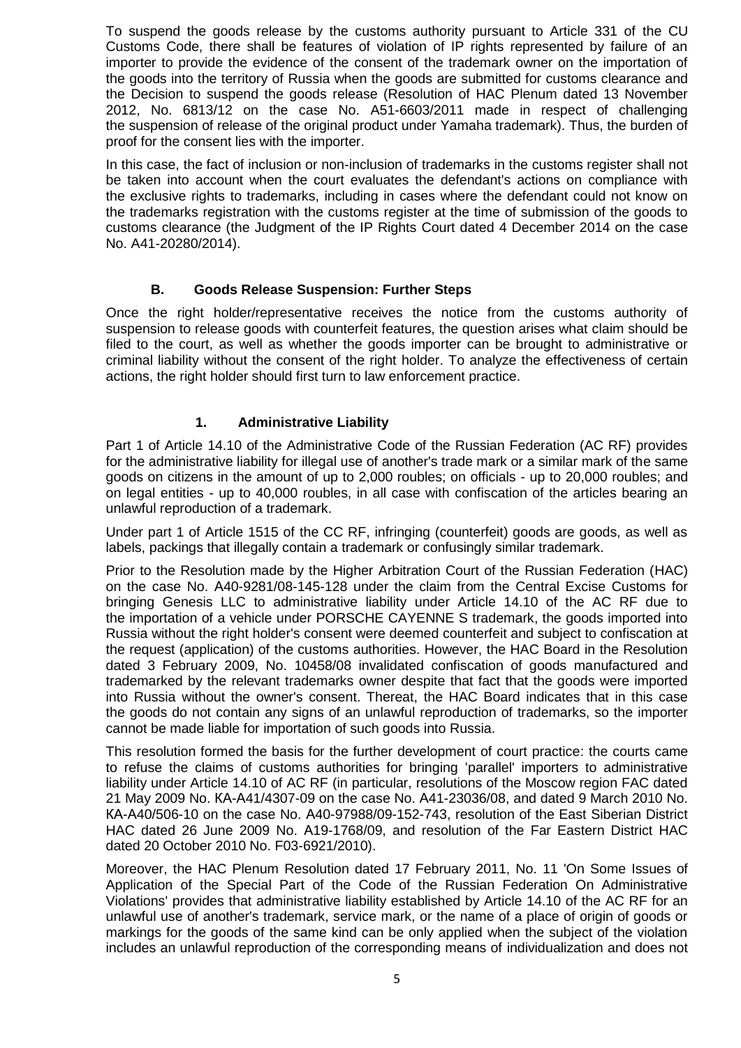To suspend the goods release by the customs authority pursuant to Article 331 of the CU Customs Code, there shall be features of violation of IP rights represented by failure of an importer to provide the evidence of the consent of the trademark owner on the importation of the goods into the territory of Russia when the goods are submitted for customs clearance and the Decision to suspend the goods release (Resolution of HAC Plenum dated 13 November 2012, No. 6813/12 on the case No. A51-6603/2011 made in respect of challenging the suspension of release of the original product under Yamaha trademark). Thus, the burden of proof for the consent lies with the importer.

In this case, the fact of inclusion or non-inclusion of trademarks in the customs register shall not be taken into account when the court evaluates the defendant's actions on compliance with the exclusive rights to trademarks, including in cases where the defendant could not know on the trademarks registration with the customs register at the time of submission of the goods to customs clearance (the Judgment of the IP Rights Court dated 4 December 2014 on the case No. A41-20280/2014).

### B. Goods Release Suspension: Further Steps

Once the right holder/representative receives the notice from the customs authority of suspension to release goods with counterfeit features, the question arises what claim should be filed to the court, as well as whether the goods importer can be brought to administrative or criminal liability without the consent of the right holder. To analyze the effectiveness of certain actions, the right holder should first turn to law enforcement practice.

#### 1. Administrative Liability

Part 1 of Article 14.10 of the Administrative Code of the Russian Federation (AC RF) provides for the administrative liability for illegal use of another's trade mark or a similar mark of the same goods on citizens in the amount of up to 2,000 roubles; on officials - up to 20,000 roubles; and on legal entities - up to 40,000 roubles, in all case with confiscation of the articles bearing an unlawful reproduction of a trademark.

Under part 1 of Article 1515 of the CC RF, infringing (counterfeit) goods are goods, as well as labels, packings that illegally contain a trademark or confusingly similar trademark.

Prior to the Resolution made by the Higher Arbitration Court of the Russian Federation (HAC) on the case No. A40-9281/08-145-128 under the claim from the Central Excise Customs for bringing Genesis LLC to administrative liability under Article 14.10 of the AC RF due to the importation of a vehicle under PORSCHE CAYENNE S trademark, the goods imported into Russia without the right holder's consent were deemed counterfeit and subject to confiscation at the request (application) of the customs authorities. However, the HAC Board in the Resolution dated 3 February 2009, No. 10458/08 invalidated confiscation of goods manufactured and trademarked by the relevant trademarks owner despite that fact that the goods were imported into Russia without the owner's consent. Thereat, the HAC Board indicates that in this case the goods do not contain any signs of an unlawful reproduction of trademarks, so the importer cannot be made liable for importation of such goods into Russia.

This resolution formed the basis for the further development of court practice: the courts came to refuse the claims of customs authorities for bringing 'parallel' importers to administrative liability under Article 14.10 of AC RF (in particular, resolutions of the Moscow region FAC dated 21 May 2009 No. KA-A41/4307-09 on the case No. A41-23036/08, and dated 9 March 2010 No. KA-A40/506-10 on the case No. A40-97988/09-152-743, resolution of the East Siberian District HAC dated 26 June 2009 No. A19-1768/09, and resolution of the Far Eastern District HAC dated 20 October 2010 No. F03-6921/2010).

Moreover, the HAC Plenum Resolution dated 17 February 2011, No. 11 'On Some Issues of Application of the Special Part of the Code of the Russian Federation On Administrative Violations' provides that administrative liability established by Article 14.10 of the AC RF for an unlawful use of another's trademark, service mark, or the name of a place of origin of goods or markings for the goods of the same kind can be only applied when the subject of the violation includes an unlawful reproduction of the corresponding means of individualization and does not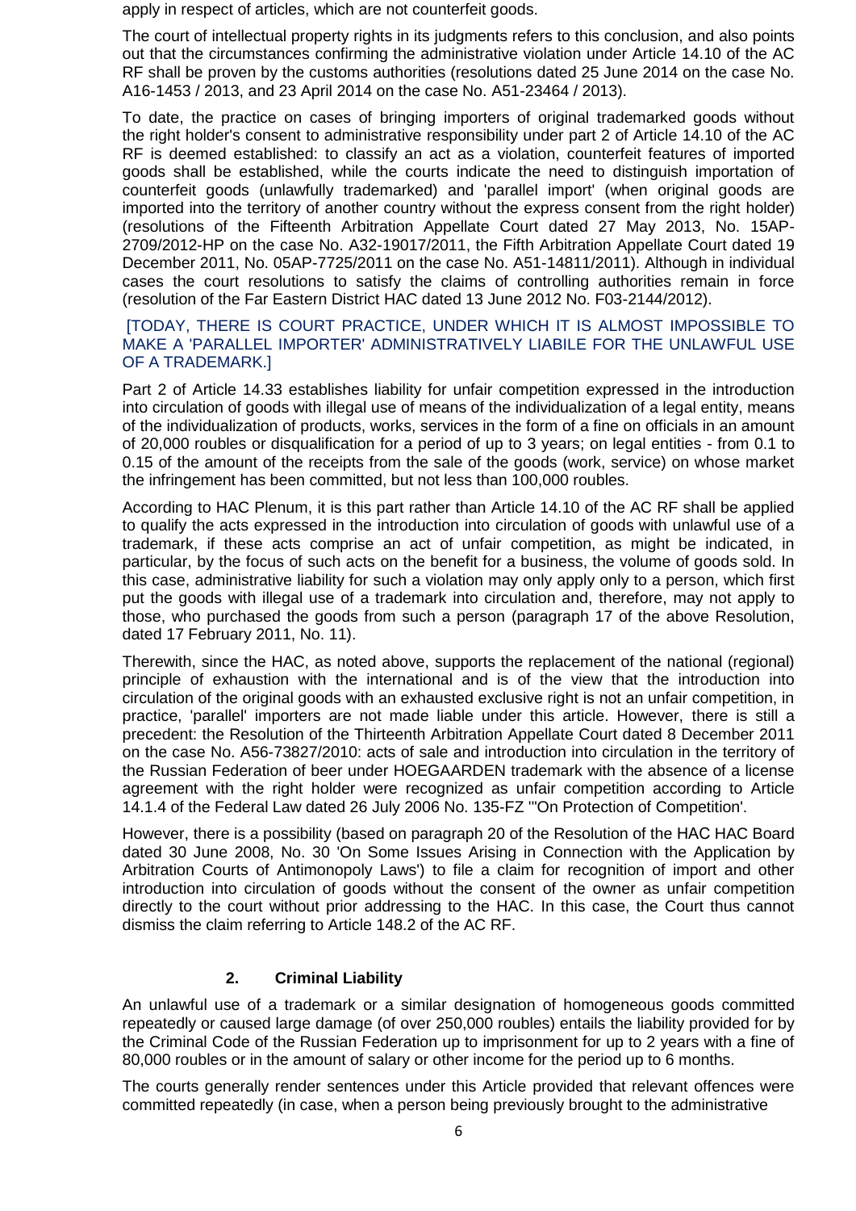apply in respect of articles, which are not counterfeit goods.

The court of intellectual property rights in its judgments refers to this conclusion, and also points out that the circumstances confirming the administrative violation under Article 14.10 of the AC RF shall be proven by the customs authorities (resolutions dated 25 June 2014 on the case No. A16-1453 / 2013, and 23 April 2014 on the case No. A51-23464 / 2013).

To date, the practice on cases of bringing importers of original trademarked goods without the right holder's consent to administrative responsibility under part 2 of Article 14.10 of the AC RF is deemed established: to classify an act as a violation, counterfeit features of imported goods shall be established, while the courts indicate the need to distinguish importation of counterfeit goods (unlawfully trademarked) and 'parallel import' (when original goods are imported into the territory of another country without the express consent from the right holder) (resolutions of the Fifteenth Arbitration Appellate Court dated 27 May 2013, No. 15AP-2709/2012-HP on the case No. A32-19017/2011, the Fifth Arbitration Appellate Court dated 19 December 2011, No. 05AP-7725/2011 on the case No. A51-14811/2011). Although in individual cases the court resolutions to satisfy the claims of controlling authorities remain in force (resolution of the Far Eastern District HAC dated 13 June 2012 No. F03-2144/2012).

[TODAY, THERE IS COURT PRACTICE, UNDER WHICH IT IS ALMOST IMPOSSIBLE TO MAKE A 'PARALLEL IMPORTER' ADMINISTRATIVELY LIABILE FOR THE UNLAWFUL USE OF A TRADEMARK.]

Part 2 of Article 14.33 establishes liability for unfair competition expressed in the introduction into circulation of goods with illegal use of means of the individualization of a legal entity, means of the individualization of products, works, services in the form of a fine on officials in an amount of 20,000 roubles or disqualification for a period of up to 3 years; on legal entities - from 0.1 to 0.15 of the amount of the receipts from the sale of the goods (work, service) on whose market the infringement has been committed, but not less than 100,000 roubles.

According to HAC Plenum, it is this part rather than Article 14.10 of the AC RF shall be applied to qualify the acts expressed in the introduction into circulation of goods with unlawful use of a trademark, if these acts comprise an act of unfair competition, as might be indicated, in particular, by the focus of such acts on the benefit for a business, the volume of goods sold. In this case, administrative liability for such a violation may only apply only to a person, which first put the goods with illegal use of a trademark into circulation and, therefore, may not apply to those, who purchased the goods from such a person (paragraph 17 of the above Resolution, dated 17 February 2011, No. 11).

Therewith, since the HAC, as noted above, supports the replacement of the national (regional) principle of exhaustion with the international and is of the view that the introduction into circulation of the original goods with an exhausted exclusive right is not an unfair competition, in practice, 'parallel' importers are not made liable under this article. However, there is still a precedent: the Resolution of the Thirteenth Arbitration Appellate Court dated 8 December 2011 on the case No. A56-73827/2010: acts of sale and introduction into circulation in the territory of the Russian Federation of beer under HOEGAARDEN trademark with the absence of a license agreement with the right holder were recognized as unfair competition according to Article 14.1.4 of the Federal Law dated 26 July 2006 No. 135-FZ "'On Protection of Competition'.

However, there is a possibility (based on paragraph 20 of the Resolution of the HAC HAC Board dated 30 June 2008, No. 30 'On Some Issues Arising in Connection with the Application by Arbitration Courts of Antimonopoly Laws') to file a claim for recognition of import and other introduction into circulation of goods without the consent of the owner as unfair competition directly to the court without prior addressing to the HAC. In this case, the Court thus cannot dismiss the claim referring to Article 148.2 of the AC RF.

## 2. Criminal Liability

An unlawful use of a trademark or a similar designation of homogeneous goods committed repeatedly or caused large damage (of over 250,000 roubles) entails the liability provided for by the Criminal Code of the Russian Federation up to imprisonment for up to 2 years with a fine of 80,000 roubles or in the amount of salary or other income for the period up to 6 months.

The courts generally render sentences under this Article provided that relevant offences were committed repeatedly (in case, when a person being previously brought to the administrative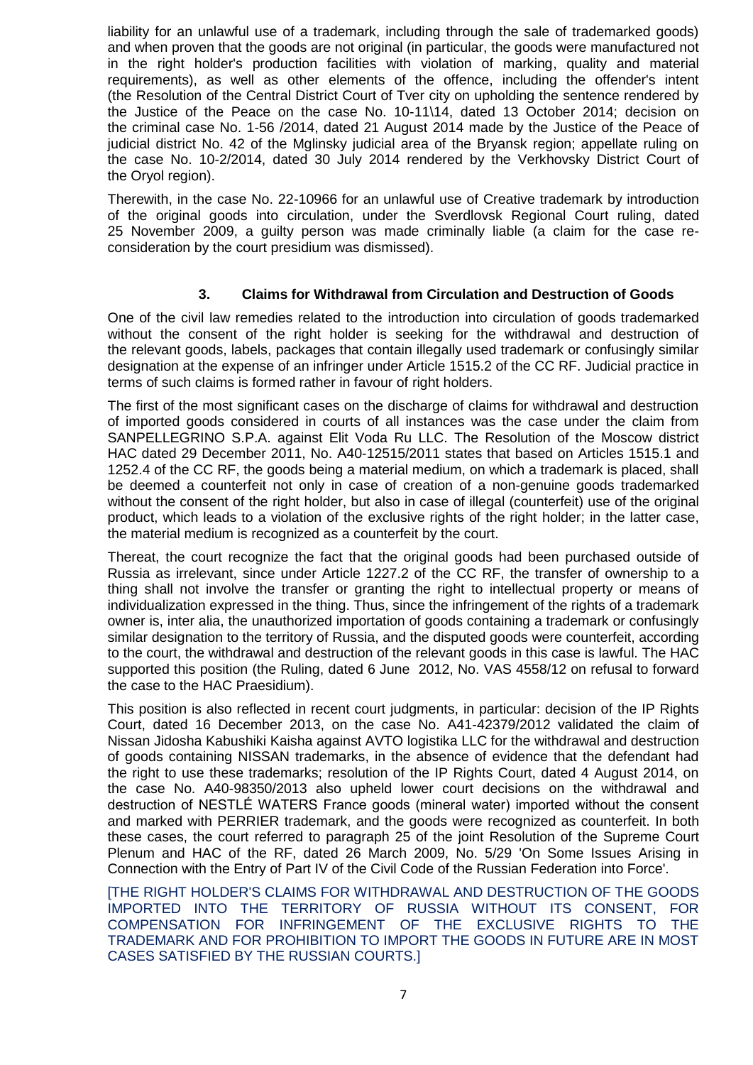liability for an unlawful use of a trademark, including through the sale of trademarked goods) and when proven that the goods are not original (in particular, the goods were manufactured not in the right holder's production facilities with violation of marking, quality and material requirements), as well as other elements of the offence, including the offender's intent (the Resolution of the Central District Court of Tver city on upholding the sentence rendered by the Justice of the Peace on the case No. 10-11\14, dated 13 October 2014; decision on the criminal case No. 1-56 /2014, dated 21 August 2014 made by the Justice of the Peace of judicial district No. 42 of the Mglinsky judicial area of the Bryansk region; appellate ruling on the case No. 10-2/2014, dated 30 July 2014 rendered by the Verkhovsky District Court of the Oryol region).

Therewith, in the case No. 22-10966 for an unlawful use of Creative trademark by introduction of the original goods into circulation, under the Sverdlovsk Regional Court ruling, dated 25 November 2009, a guilty person was made criminally liable (a claim for the case re-consideration by the court presidium was dismissed).

### 3. Claims for Withdrawal from Circulation and Destruction of Goods

One of the civil law remedies related to the introduction into circulation of goods trademarked without the consent of the right holder is seeking for the withdrawal and destruction of the relevant goods, labels, packages that contain illegally used trademark or confusingly similar designation at the expense of an infringer under Article 1515.2 of the CC RF. Judicial practice in terms of such claims is formed rather in favour of right holders.

The first of the most significant cases on the discharge of claims for withdrawal and destruction of imported goods considered in courts of all instances was the case under the claim from SANPELLEGRINO S.P.A. against Elit Voda Ru LLC. The Resolution of the Moscow district HAC dated 29 December 2011, No. A40-12515/2011 states that based on Articles 1515.1 and 1252.4 of the CC RF, the goods being a material medium, on which a trademark is placed, shall be deemed a counterfeit not only in case of creation of a non-genuine goods trademarked without the consent of the right holder, but also in case of illegal (counterfeit) use of the original product, which leads to a violation of the exclusive rights of the right holder; in the latter case, the material medium is recognized as a counterfeit by the court.

Thereat, the court recognize the fact that the original goods had been purchased outside of Russia as irrelevant, since under Article 1227.2 of the CC RF, the transfer of ownership to a thing shall not involve the transfer or granting the right to intellectual property or means of individualization expressed in the thing. Thus, since the infringement of the rights of a trademark owner is, inter alia, the unauthorized importation of goods containing a trademark or confusingly similar designation to the territory of Russia, and the disputed goods were counterfeit, according to the court, the withdrawal and destruction of the relevant goods in this case is lawful. The HAC supported this position (the Ruling, dated 6 June 2012, No. VAS 4558/12 on refusal to forward the case to the HAC Praesidium).

This position is also reflected in recent court judgments, in particular: decision of the IP Rights Court, dated 16 December 2013, on the case No. A41-42379/2012 validated the claim of Nissan Jidosha Kabushiki Kaisha against AVTO logistika LLC for the withdrawal and destruction of goods containing NISSAN trademarks, in the absence of evidence that the defendant had the right to use these trademarks; resolution of the IP Rights Court, dated 4 August 2014, on the case No. A40-98350/2013 also upheld lower court decisions on the withdrawal and destruction of NESTLÉ WATERS France goods (mineral water) imported without the consent and marked with PERRIER trademark, and the goods were recognized as counterfeit. In both these cases, the court referred to paragraph 25 of the joint Resolution of the Supreme Court Plenum and HAC of the RF, dated 26 March 2009, No. 5/29 'On Some Issues Arising in Connection with the Entry of Part IV of the Civil Code of the Russian Federation into Force'.

[THE RIGHT HOLDER'S CLAIMS FOR WITHDRAWAL AND DESTRUCTION OF THE GOODS IMPORTED INTO THE TERRITORY OF RUSSIA WITHOUT ITS CONSENT, FOR COMPENSATION FOR INFRINGEMENT OF THE EXCLUSIVE RIGHTS TO THE TRADEMARK AND FOR PROHIBITION TO IMPORT THE GOODS IN FUTURE ARE IN MOST CASES SATISFIED BY THE RUSSIAN COURTS.]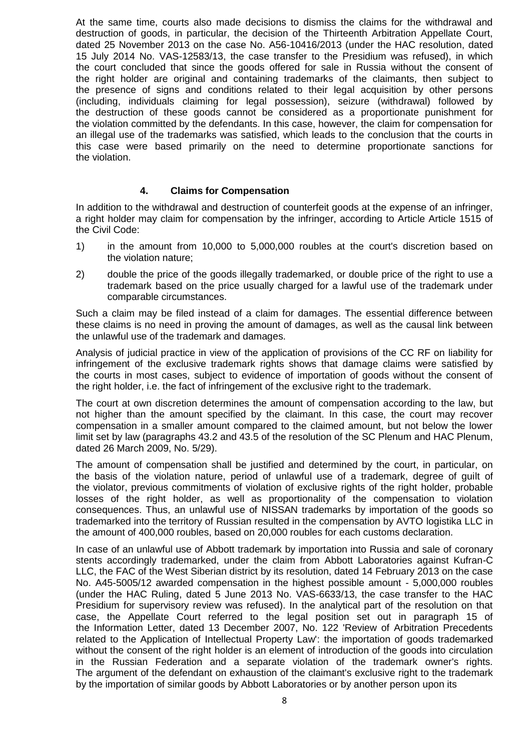At the same time, courts also made decisions to dismiss the claims for the withdrawal and destruction of goods, in particular, the decision of the Thirteenth Arbitration Appellate Court, dated 25 November 2013 on the case No. A56-10416/2013 (under the HAC resolution, dated 15 July 2014 No. VAS-12583/13, the case transfer to the Presidium was refused), in which the court concluded that since the goods offered for sale in Russia without the consent of the right holder are original and containing trademarks of the claimants, then subject to the presence of signs and conditions related to their legal acquisition by other persons (including, individuals claiming for legal possession), seizure (withdrawal) followed by the destruction of these goods cannot be considered as a proportionate punishment for the violation committed by the defendants. In this case, however, the claim for compensation for an illegal use of the trademarks was satisfied, which leads to the conclusion that the courts in this case were based primarily on the need to determine proportionate sanctions for the violation.

## 4. Claims for Compensation

In addition to the withdrawal and destruction of counterfeit goods at the expense of an infringer, a right holder may claim for compensation by the infringer, according to Article Article 1515 of the Civil Code:

1) in the amount from 10,000 to 5,000,000 roubles at the court's discretion based on the violation nature;
2) double the price of the goods illegally trademarked, or double price of the right to use a trademark based on the price usually charged for a lawful use of the trademark under comparable circumstances.

Such a claim may be filed instead of a claim for damages. The essential difference between these claims is no need in proving the amount of damages, as well as the causal link between the unlawful use of the trademark and damages.

Analysis of judicial practice in view of the application of provisions of the CC RF on liability for infringement of the exclusive trademark rights shows that damage claims were satisfied by the courts in most cases, subject to evidence of importation of goods without the consent of the right holder, i.e. the fact of infringement of the exclusive right to the trademark.

The court at own discretion determines the amount of compensation according to the law, but not higher than the amount specified by the claimant. In this case, the court may recover compensation in a smaller amount compared to the claimed amount, but not below the lower limit set by law (paragraphs 43.2 and 43.5 of the resolution of the SC Plenum and HAC Plenum, dated 26 March 2009, No. 5/29).

The amount of compensation shall be justified and determined by the court, in particular, on the basis of the violation nature, period of unlawful use of a trademark, degree of guilt of the violator, previous commitments of violation of exclusive rights of the right holder, probable losses of the right holder, as well as proportionality of the compensation to violation consequences. Thus, an unlawful use of NISSAN trademarks by importation of the goods so trademarked into the territory of Russian resulted in the compensation by AVTO logistika LLC in the amount of 400,000 roubles, based on 20,000 roubles for each customs declaration.

In case of an unlawful use of Abbott trademark by importation into Russia and sale of coronary stents accordingly trademarked, under the claim from Abbott Laboratories against Kufran-C LLC, the FAC of the West Siberian district by its resolution, dated 14 February 2013 on the case No. A45-5005/12 awarded compensation in the highest possible amount - 5,000,000 roubles (under the HAC Ruling, dated 5 June 2013 No. VAS-6633/13, the case transfer to the HAC Presidium for supervisory review was refused). In the analytical part of the resolution on that case, the Appellate Court referred to the legal position set out in paragraph 15 of the Information Letter, dated 13 December 2007, No. 122 'Review of Arbitration Precedents related to the Application of Intellectual Property Law': the importation of goods trademarked without the consent of the right holder is an element of introduction of the goods into circulation in the Russian Federation and a separate violation of the trademark owner's rights. The argument of the defendant on exhaustion of the claimant's exclusive right to the trademark by the importation of similar goods by Abbott Laboratories or by another person upon its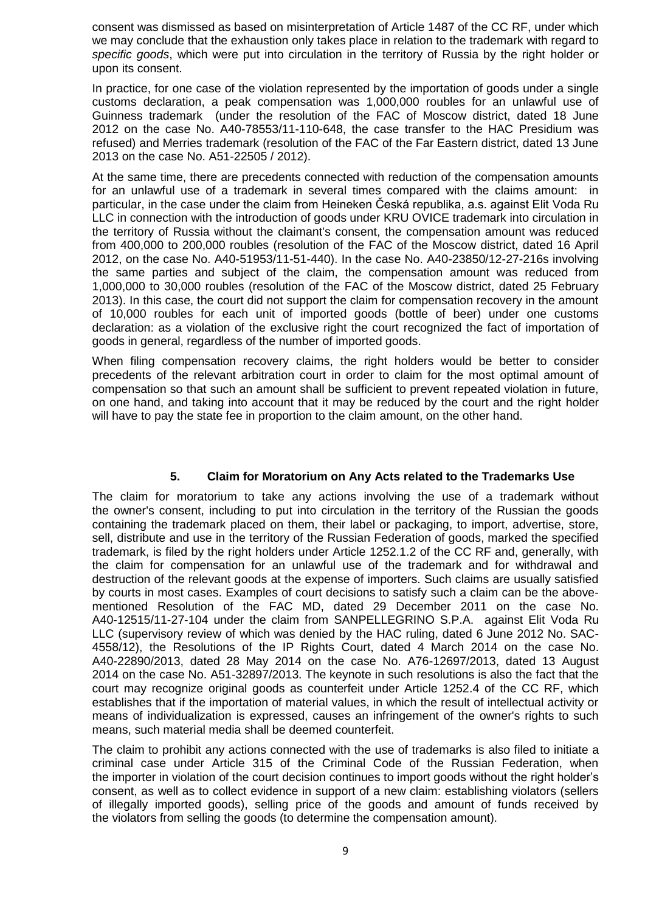consent was dismissed as based on misinterpretation of Article 1487 of the CC RF, under which we may conclude that the exhaustion only takes place in relation to the trademark with regard to *specific goods*, which were put into circulation in the territory of Russia by the right holder or upon its consent.

In practice, for one case of the violation represented by the importation of goods under a single customs declaration, a peak compensation was 1,000,000 roubles for an unlawful use of Guinness trademark (under the resolution of the FAC of Moscow district, dated 18 June 2012 on the case No. A40-78553/11-110-648, the case transfer to the HAC Presidium was refused) and Merries trademark (resolution of the FAC of the Far Eastern district, dated 13 June 2013 on the case No. A51-22505 / 2012).

At the same time, there are precedents connected with reduction of the compensation amounts for an unlawful use of a trademark in several times compared with the claims amount: in particular, in the case under the claim from Heineken Česká republika, a.s. against Elit Voda Ru LLC in connection with the introduction of goods under KRU OVICE trademark into circulation in the territory of Russia without the claimant's consent, the compensation amount was reduced from 400,000 to 200,000 roubles (resolution of the FAC of the Moscow district, dated 16 April 2012, on the case No. A40-51953/11-51-440). In the case No. A40-23850/12-27-216s involving the same parties and subject of the claim, the compensation amount was reduced from 1,000,000 to 30,000 roubles (resolution of the FAC of the Moscow district, dated 25 February 2013). In this case, the court did not support the claim for compensation recovery in the amount of 10,000 roubles for each unit of imported goods (bottle of beer) under one customs declaration: as a violation of the exclusive right the court recognized the fact of importation of goods in general, regardless of the number of imported goods.

When filing compensation recovery claims, the right holders would be better to consider precedents of the relevant arbitration court in order to claim for the most optimal amount of compensation so that such an amount shall be sufficient to prevent repeated violation in future, on one hand, and taking into account that it may be reduced by the court and the right holder will have to pay the state fee in proportion to the claim amount, on the other hand.

## 5. Claim for Moratorium on Any Acts related to the Trademarks Use

The claim for moratorium to take any actions involving the use of a trademark without the owner's consent, including to put into circulation in the territory of the Russian the goods containing the trademark placed on them, their label or packaging, to import, advertise, store, sell, distribute and use in the territory of the Russian Federation of goods, marked the specified trademark, is filed by the right holders under Article 1252.1.2 of the CC RF and, generally, with the claim for compensation for an unlawful use of the trademark and for withdrawal and destruction of the relevant goods at the expense of importers. Such claims are usually satisfied by courts in most cases. Examples of court decisions to satisfy such a claim can be the above-mentioned Resolution of the FAC MD, dated 29 December 2011 on the case No. A40-12515/11-27-104 under the claim from SANPELLEGRINO S.P.A. against Elit Voda Ru LLC (supervisory review of which was denied by the HAC ruling, dated 6 June 2012 No. SAC-4558/12), the Resolutions of the IP Rights Court, dated 4 March 2014 on the case No. A40-22890/2013, dated 28 May 2014 on the case No. A76-12697/2013, dated 13 August 2014 on the case No. A51-32897/2013. The keynote in such resolutions is also the fact that the court may recognize original goods as counterfeit under Article 1252.4 of the CC RF, which establishes that if the importation of material values, in which the result of intellectual activity or means of individualization is expressed, causes an infringement of the owner's rights to such means, such material media shall be deemed counterfeit.

The claim to prohibit any actions connected with the use of trademarks is also filed to initiate a criminal case under Article 315 of the Criminal Code of the Russian Federation, when the importer in violation of the court decision continues to import goods without the right holder's consent, as well as to collect evidence in support of a new claim: establishing violators (sellers of illegally imported goods), selling price of the goods and amount of funds received by the violators from selling the goods (to determine the compensation amount).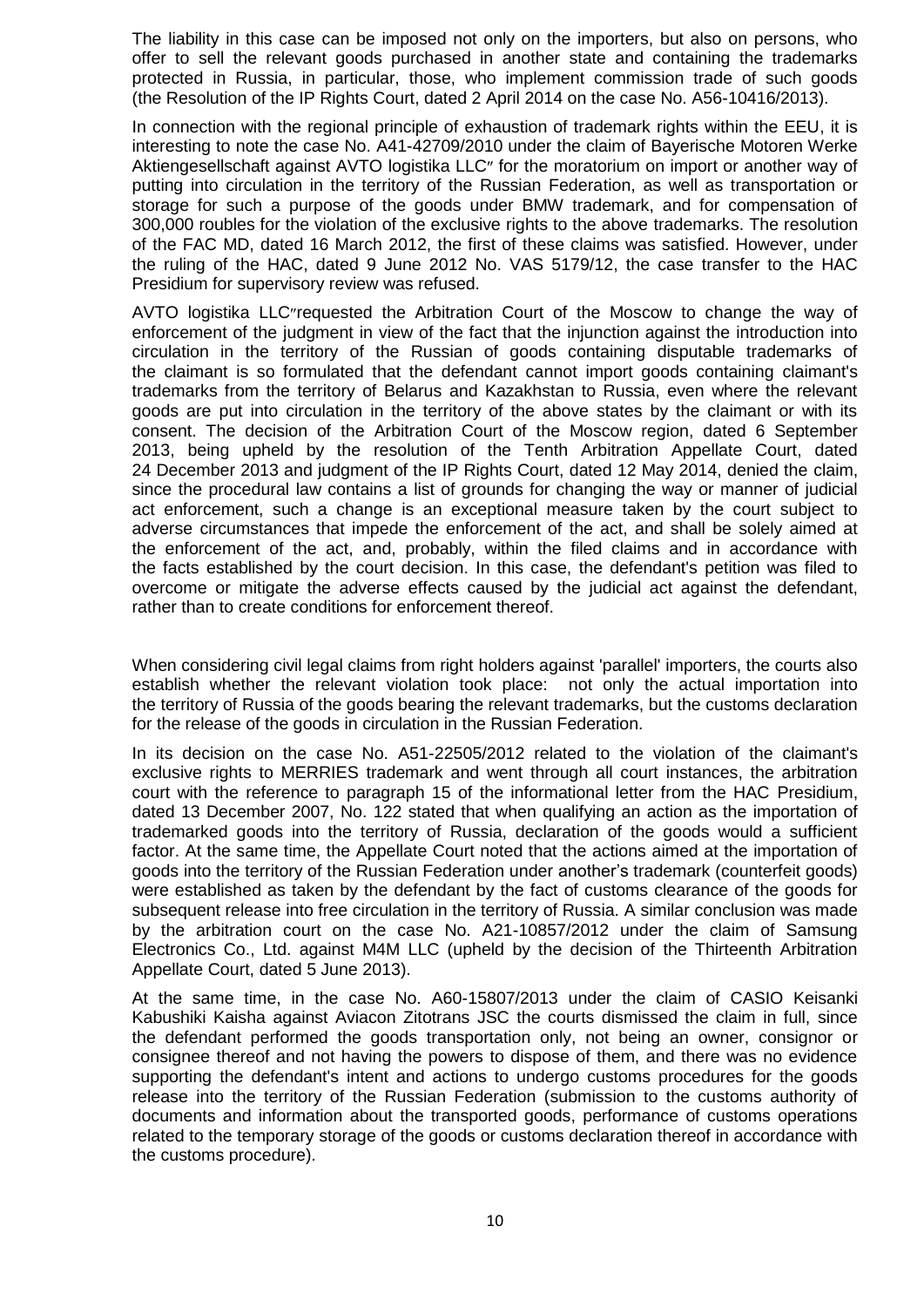The liability in this case can be imposed not only on the importers, but also on persons, who offer to sell the relevant goods purchased in another state and containing the trademarks protected in Russia, in particular, those, who implement commission trade of such goods (the Resolution of the IP Rights Court, dated 2 April 2014 on the case No. A56-10416/2013).

In connection with the regional principle of exhaustion of trademark rights within the EEU, it is interesting to note the case No. A41-42709/2010 under the claim of Bayerische Motoren Werke Aktiengesellschaft against AVTO logistika LLC″ for the moratorium on import or another way of putting into circulation in the territory of the Russian Federation, as well as transportation or storage for such a purpose of the goods under BMW trademark, and for compensation of 300,000 roubles for the violation of the exclusive rights to the above trademarks. The resolution of the FAC MD, dated 16 March 2012, the first of these claims was satisfied. However, under the ruling of the HAC, dated 9 June 2012 No. VAS 5179/12, the case transfer to the HAC Presidium for supervisory review was refused.

AVTO logistika LLC″requested the Arbitration Court of the Moscow to change the way of enforcement of the judgment in view of the fact that the injunction against the introduction into circulation in the territory of the Russian of goods containing disputable trademarks of the claimant is so formulated that the defendant cannot import goods containing claimant's trademarks from the territory of Belarus and Kazakhstan to Russia, even where the relevant goods are put into circulation in the territory of the above states by the claimant or with its consent. The decision of the Arbitration Court of the Moscow region, dated 6 September 2013, being upheld by the resolution of the Tenth Arbitration Appellate Court, dated 24 December 2013 and judgment of the IP Rights Court, dated 12 May 2014, denied the claim, since the procedural law contains a list of grounds for changing the way or manner of judicial act enforcement, such a change is an exceptional measure taken by the court subject to adverse circumstances that impede the enforcement of the act, and shall be solely aimed at the enforcement of the act, and, probably, within the filed claims and in accordance with the facts established by the court decision. In this case, the defendant's petition was filed to overcome or mitigate the adverse effects caused by the judicial act against the defendant, rather than to create conditions for enforcement thereof.

When considering civil legal claims from right holders against 'parallel' importers, the courts also establish whether the relevant violation took place: not only the actual importation into the territory of Russia of the goods bearing the relevant trademarks, but the customs declaration for the release of the goods in circulation in the Russian Federation.

In its decision on the case No. A51-22505/2012 related to the violation of the claimant's exclusive rights to MERRIES trademark and went through all court instances, the arbitration court with the reference to paragraph 15 of the informational letter from the HAC Presidium, dated 13 December 2007, No. 122 stated that when qualifying an action as the importation of trademarked goods into the territory of Russia, declaration of the goods would a sufficient factor. At the same time, the Appellate Court noted that the actions aimed at the importation of goods into the territory of the Russian Federation under another's trademark (counterfeit goods) were established as taken by the defendant by the fact of customs clearance of the goods for subsequent release into free circulation in the territory of Russia. A similar conclusion was made by the arbitration court on the case No. A21-10857/2012 under the claim of Samsung Electronics Co., Ltd. against M4M LLC (upheld by the decision of the Thirteenth Arbitration Appellate Court, dated 5 June 2013).

At the same time, in the case No. A60-15807/2013 under the claim of CASIO Keisanki Kabushiki Kaisha against Aviacon Zitotrans JSC the courts dismissed the claim in full, since the defendant performed the goods transportation only, not being an owner, consignor or consignee thereof and not having the powers to dispose of them, and there was no evidence supporting the defendant's intent and actions to undergo customs procedures for the goods release into the territory of the Russian Federation (submission to the customs authority of documents and information about the transported goods, performance of customs operations related to the temporary storage of the goods or customs declaration thereof in accordance with the customs procedure).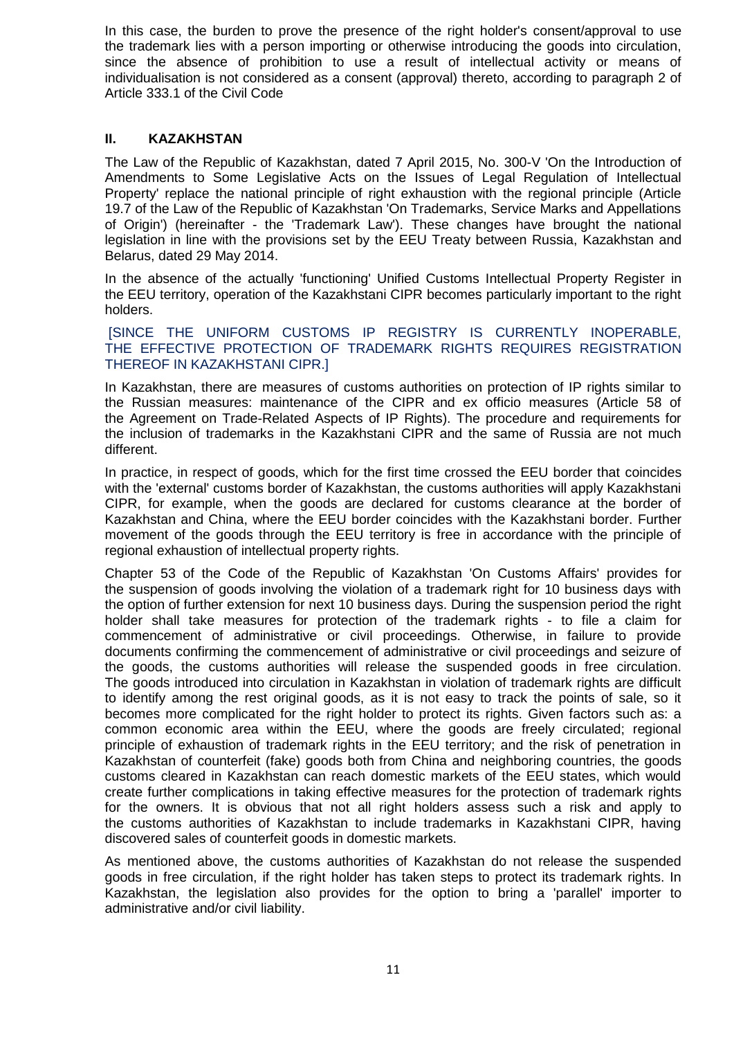In this case, the burden to prove the presence of the right holder's consent/approval to use the trademark lies with a person importing or otherwise introducing the goods into circulation, since the absence of prohibition to use a result of intellectual activity or means of individualisation is not considered as a consent (approval) thereto, according to paragraph 2 of Article 333.1 of the Civil Code

## II. KAZAKHSTAN

The Law of the Republic of Kazakhstan, dated 7 April 2015, No. 300-V 'On the Introduction of Amendments to Some Legislative Acts on the Issues of Legal Regulation of Intellectual Property' replace the national principle of right exhaustion with the regional principle (Article 19.7 of the Law of the Republic of Kazakhstan 'On Trademarks, Service Marks and Appellations of Origin') (hereinafter - the 'Trademark Law'). These changes have brought the national legislation in line with the provisions set by the EEU Treaty between Russia, Kazakhstan and Belarus, dated 29 May 2014.

In the absence of the actually 'functioning' Unified Customs Intellectual Property Register in the EEU territory, operation of the Kazakhstani CIPR becomes particularly important to the right holders.

[SINCE THE UNIFORM CUSTOMS IP REGISTRY IS CURRENTLY INOPERABLE, THE EFFECTIVE PROTECTION OF TRADEMARK RIGHTS REQUIRES REGISTRATION THEREOF IN KAZAKHSTANI CIPR.]

In Kazakhstan, there are measures of customs authorities on protection of IP rights similar to the Russian measures: maintenance of the CIPR and ex officio measures (Article 58 of the Agreement on Trade-Related Aspects of IP Rights). The procedure and requirements for the inclusion of trademarks in the Kazakhstani CIPR and the same of Russia are not much different.

In practice, in respect of goods, which for the first time crossed the EEU border that coincides with the 'external' customs border of Kazakhstan, the customs authorities will apply Kazakhstani CIPR, for example, when the goods are declared for customs clearance at the border of Kazakhstan and China, where the EEU border coincides with the Kazakhstani border. Further movement of the goods through the EEU territory is free in accordance with the principle of regional exhaustion of intellectual property rights.

Chapter 53 of the Code of the Republic of Kazakhstan 'On Customs Affairs' provides for the suspension of goods involving the violation of a trademark right for 10 business days with the option of further extension for next 10 business days. During the suspension period the right holder shall take measures for protection of the trademark rights - to file a claim for commencement of administrative or civil proceedings. Otherwise, in failure to provide documents confirming the commencement of administrative or civil proceedings and seizure of the goods, the customs authorities will release the suspended goods in free circulation. The goods introduced into circulation in Kazakhstan in violation of trademark rights are difficult to identify among the rest original goods, as it is not easy to track the points of sale, so it becomes more complicated for the right holder to protect its rights. Given factors such as: a common economic area within the EEU, where the goods are freely circulated; regional principle of exhaustion of trademark rights in the EEU territory; and the risk of penetration in Kazakhstan of counterfeit (fake) goods both from China and neighboring countries, the goods customs cleared in Kazakhstan can reach domestic markets of the EEU states, which would create further complications in taking effective measures for the protection of trademark rights for the owners. It is obvious that not all right holders assess such a risk and apply to the customs authorities of Kazakhstan to include trademarks in Kazakhstani CIPR, having discovered sales of counterfeit goods in domestic markets.

As mentioned above, the customs authorities of Kazakhstan do not release the suspended goods in free circulation, if the right holder has taken steps to protect its trademark rights. In Kazakhstan, the legislation also provides for the option to bring a 'parallel' importer to administrative and/or civil liability.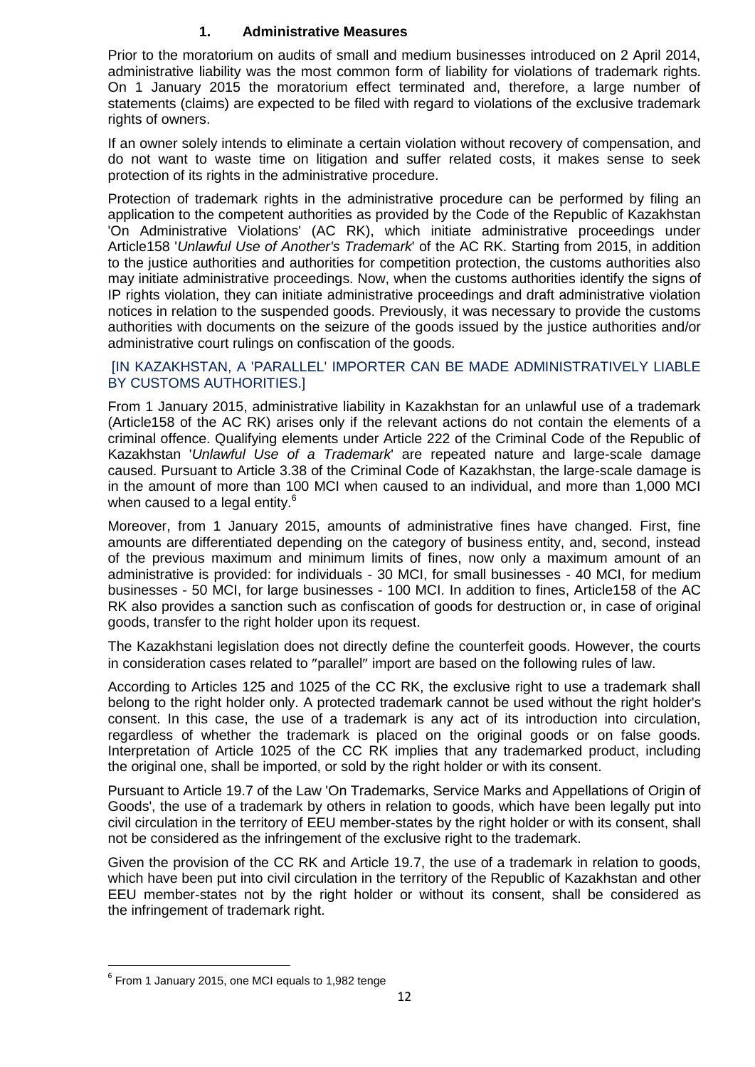## 1. Administrative Measures

Prior to the moratorium on audits of small and medium businesses introduced on 2 April 2014, administrative liability was the most common form of liability for violations of trademark rights. On 1 January 2015 the moratorium effect terminated and, therefore, a large number of statements (claims) are expected to be filed with regard to violations of the exclusive trademark rights of owners.

If an owner solely intends to eliminate a certain violation without recovery of compensation, and do not want to waste time on litigation and suffer related costs, it makes sense to seek protection of its rights in the administrative procedure.

Protection of trademark rights in the administrative procedure can be performed by filing an application to the competent authorities as provided by the Code of the Republic of Kazakhstan 'On Administrative Violations' (AC RK), which initiate administrative proceedings under Article158 '*Unlawful Use of Another's Trademark*' of the AC RK. Starting from 2015, in addition to the justice authorities and authorities for competition protection, the customs authorities also may initiate administrative proceedings. Now, when the customs authorities identify the signs of IP rights violation, they can initiate administrative proceedings and draft administrative violation notices in relation to the suspended goods. Previously, it was necessary to provide the customs authorities with documents on the seizure of the goods issued by the justice authorities and/or administrative court rulings on confiscation of the goods.

[IN KAZAKHSTAN, A 'PARALLEL' IMPORTER CAN BE MADE ADMINISTRATIVELY LIABLE BY CUSTOMS AUTHORITIES.]

From 1 January 2015, administrative liability in Kazakhstan for an unlawful use of a trademark (Article158 of the AC RK) arises only if the relevant actions do not contain the elements of a criminal offence. Qualifying elements under Article 222 of the Criminal Code of the Republic of Kazakhstan '*Unlawful Use of a Trademark*' are repeated nature and large-scale damage caused. Pursuant to Article 3.38 of the Criminal Code of Kazakhstan, the large-scale damage is in the amount of more than 100 MCI when caused to an individual, and more than 1,000 MCI when caused to a legal entity.[6]

Moreover, from 1 January 2015, amounts of administrative fines have changed. First, fine amounts are differentiated depending on the category of business entity, and, second, instead of the previous maximum and minimum limits of fines, now only a maximum amount of an administrative is provided: for individuals - 30 MCI, for small businesses - 40 MCI, for medium businesses - 50 MCI, for large businesses - 100 MCI. In addition to fines, Article158 of the AC RK also provides a sanction such as confiscation of goods for destruction or, in case of original goods, transfer to the right holder upon its request.

The Kazakhstani legislation does not directly define the counterfeit goods. However, the courts in consideration cases related to ″parallel″ import are based on the following rules of law.

According to Articles 125 and 1025 of the CC RK, the exclusive right to use a trademark shall belong to the right holder only. A protected trademark cannot be used without the right holder's consent. In this case, the use of a trademark is any act of its introduction into circulation, regardless of whether the trademark is placed on the original goods or on false goods. Interpretation of Article 1025 of the CC RK implies that any trademarked product, including the original one, shall be imported, or sold by the right holder or with its consent.

Pursuant to Article 19.7 of the Law 'On Trademarks, Service Marks and Appellations of Origin of Goods', the use of a trademark by others in relation to goods, which have been legally put into civil circulation in the territory of EEU member-states by the right holder or with its consent, shall not be considered as the infringement of the exclusive right to the trademark.

Given the provision of the CC RK and Article 19.7, the use of a trademark in relation to goods, which have been put into civil circulation in the territory of the Republic of Kazakhstan and other EEU member-states not by the right holder or without its consent, shall be considered as the infringement of trademark right.

---

[6] From 1 January 2015, one MCI equals to 1,982 tenge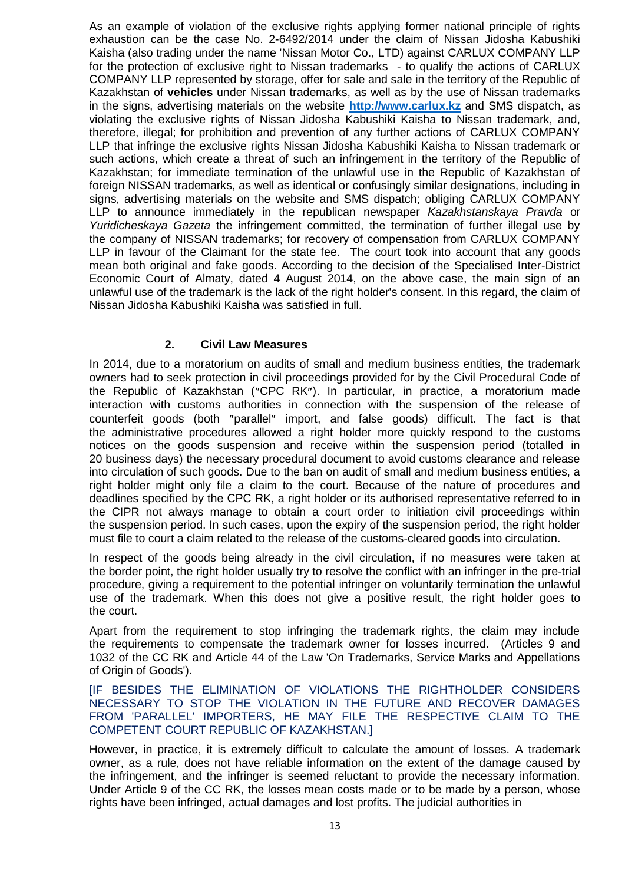As an example of violation of the exclusive rights applying former national principle of rights exhaustion can be the case No. 2-6492/2014 under the claim of Nissan Jidosha Kabushiki Kaisha (also trading under the name 'Nissan Motor Co., LTD) against CARLUX COMPANY LLP for the protection of exclusive right to Nissan trademarks - to qualify the actions of CARLUX COMPANY LLP represented by storage, offer for sale and sale in the territory of the Republic of Kazakhstan of **vehicles** under Nissan trademarks, as well as by the use of Nissan trademarks in the signs, advertising materials on the website **http://www.carlux.kz** and SMS dispatch, as violating the exclusive rights of Nissan Jidosha Kabushiki Kaisha to Nissan trademark, and, therefore, illegal; for prohibition and prevention of any further actions of CARLUX COMPANY LLP that infringe the exclusive rights Nissan Jidosha Kabushiki Kaisha to Nissan trademark or such actions, which create a threat of such an infringement in the territory of the Republic of Kazakhstan; for immediate termination of the unlawful use in the Republic of Kazakhstan of foreign NISSAN trademarks, as well as identical or confusingly similar designations, including in signs, advertising materials on the website and SMS dispatch; obliging CARLUX COMPANY LLP to announce immediately in the republican newspaper *Kazakhstanskaya Pravda* or *Yuridicheskaya Gazeta* the infringement committed, the termination of further illegal use by the company of NISSAN trademarks; for recovery of compensation from CARLUX COMPANY LLP in favour of the Claimant for the state fee. The court took into account that any goods mean both original and fake goods. According to the decision of the Specialised Inter-District Economic Court of Almaty, dated 4 August 2014, on the above case, the main sign of an unlawful use of the trademark is the lack of the right holder's consent. In this regard, the claim of Nissan Jidosha Kabushiki Kaisha was satisfied in full.

## 2. Civil Law Measures

In 2014, due to a moratorium on audits of small and medium business entities, the trademark owners had to seek protection in civil proceedings provided for by the Civil Procedural Code of the Republic of Kazakhstan ("CPC RK"). In particular, in practice, a moratorium made interaction with customs authorities in connection with the suspension of the release of counterfeit goods (both "parallel" import, and false goods) difficult. The fact is that the administrative procedures allowed a right holder more quickly respond to the customs notices on the goods suspension and receive within the suspension period (totalled in 20 business days) the necessary procedural document to avoid customs clearance and release into circulation of such goods. Due to the ban on audit of small and medium business entities, a right holder might only file a claim to the court. Because of the nature of procedures and deadlines specified by the CPC RK, a right holder or its authorised representative referred to in the CIPR not always manage to obtain a court order to initiation civil proceedings within the suspension period. In such cases, upon the expiry of the suspension period, the right holder must file to court a claim related to the release of the customs-cleared goods into circulation.

In respect of the goods being already in the civil circulation, if no measures were taken at the border point, the right holder usually try to resolve the conflict with an infringer in the pre-trial procedure, giving a requirement to the potential infringer on voluntarily termination the unlawful use of the trademark. When this does not give a positive result, the right holder goes to the court.

Apart from the requirement to stop infringing the trademark rights, the claim may include the requirements to compensate the trademark owner for losses incurred. (Articles 9 and 1032 of the CC RK and Article 44 of the Law 'On Trademarks, Service Marks and Appellations of Origin of Goods').

[IF BESIDES THE ELIMINATION OF VIOLATIONS THE RIGHTHOLDER CONSIDERS NECESSARY TO STOP THE VIOLATION IN THE FUTURE AND RECOVER DAMAGES FROM 'PARALLEL' IMPORTERS, HE MAY FILE THE RESPECTIVE CLAIM TO THE COMPETENT COURT REPUBLIC OF KAZAKHSTAN.]

However, in practice, it is extremely difficult to calculate the amount of losses. A trademark owner, as a rule, does not have reliable information on the extent of the damage caused by the infringement, and the infringer is seemed reluctant to provide the necessary information. Under Article 9 of the CC RK, the losses mean costs made or to be made by a person, whose rights have been infringed, actual damages and lost profits. The judicial authorities in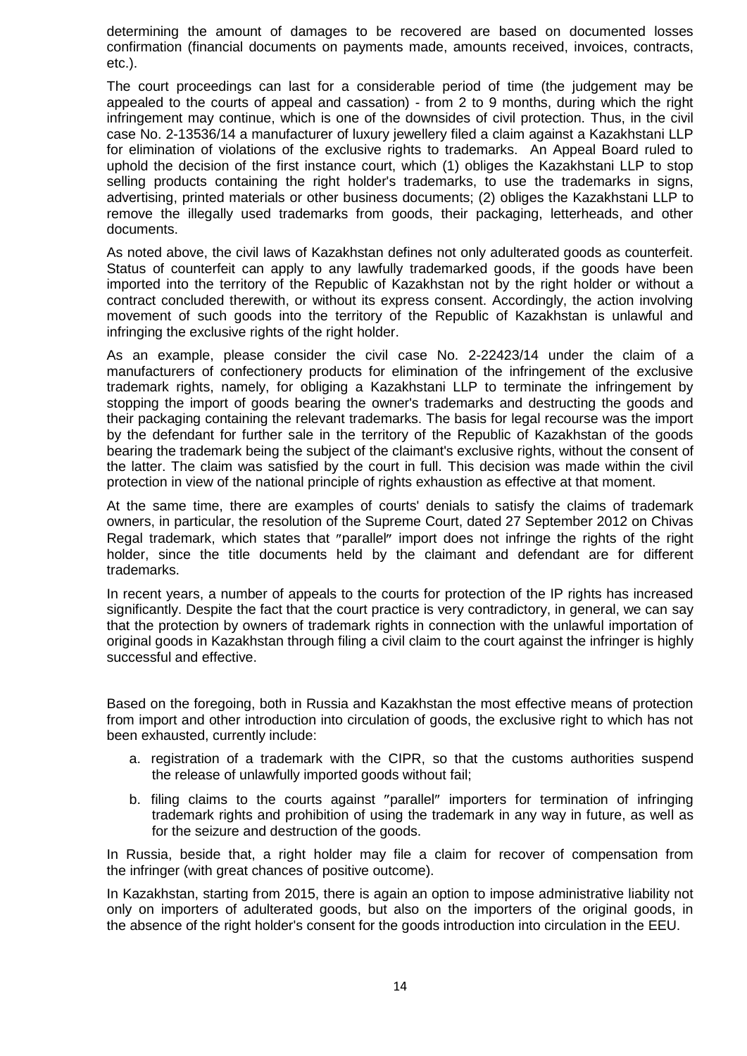determining the amount of damages to be recovered are based on documented losses confirmation (financial documents on payments made, amounts received, invoices, contracts, etc.).

The court proceedings can last for a considerable period of time (the judgement may be appealed to the courts of appeal and cassation) - from 2 to 9 months, during which the right infringement may continue, which is one of the downsides of civil protection. Thus, in the civil case No. 2-13536/14 a manufacturer of luxury jewellery filed a claim against a Kazakhstani LLP for elimination of violations of the exclusive rights to trademarks. An Appeal Board ruled to uphold the decision of the first instance court, which (1) obliges the Kazakhstani LLP to stop selling products containing the right holder's trademarks, to use the trademarks in signs, advertising, printed materials or other business documents; (2) obliges the Kazakhstani LLP to remove the illegally used trademarks from goods, their packaging, letterheads, and other documents.

As noted above, the civil laws of Kazakhstan defines not only adulterated goods as counterfeit. Status of counterfeit can apply to any lawfully trademarked goods, if the goods have been imported into the territory of the Republic of Kazakhstan not by the right holder or without a contract concluded therewith, or without its express consent. Accordingly, the action involving movement of such goods into the territory of the Republic of Kazakhstan is unlawful and infringing the exclusive rights of the right holder.

As an example, please consider the civil case No. 2-22423/14 under the claim of a manufacturers of confectionery products for elimination of the infringement of the exclusive trademark rights, namely, for obliging a Kazakhstani LLP to terminate the infringement by stopping the import of goods bearing the owner's trademarks and destructing the goods and their packaging containing the relevant trademarks. The basis for legal recourse was the import by the defendant for further sale in the territory of the Republic of Kazakhstan of the goods bearing the trademark being the subject of the claimant's exclusive rights, without the consent of the latter. The claim was satisfied by the court in full. This decision was made within the civil protection in view of the national principle of rights exhaustion as effective at that moment.

At the same time, there are examples of courts' denials to satisfy the claims of trademark owners, in particular, the resolution of the Supreme Court, dated 27 September 2012 on Chivas Regal trademark, which states that "parallel" import does not infringe the rights of the right holder, since the title documents held by the claimant and defendant are for different trademarks.

In recent years, a number of appeals to the courts for protection of the IP rights has increased significantly. Despite the fact that the court practice is very contradictory, in general, we can say that the protection by owners of trademark rights in connection with the unlawful importation of original goods in Kazakhstan through filing a civil claim to the court against the infringer is highly successful and effective.

Based on the foregoing, both in Russia and Kazakhstan the most effective means of protection from import and other introduction into circulation of goods, the exclusive right to which has not been exhausted, currently include:

a. registration of a trademark with the CIPR, so that the customs authorities suspend the release of unlawfully imported goods without fail;

b. filing claims to the courts against "parallel" importers for termination of infringing trademark rights and prohibition of using the trademark in any way in future, as well as for the seizure and destruction of the goods.

In Russia, beside that, a right holder may file a claim for recover of compensation from the infringer (with great chances of positive outcome).

In Kazakhstan, starting from 2015, there is again an option to impose administrative liability not only on importers of adulterated goods, but also on the importers of the original goods, in the absence of the right holder's consent for the goods introduction into circulation in the EEU.